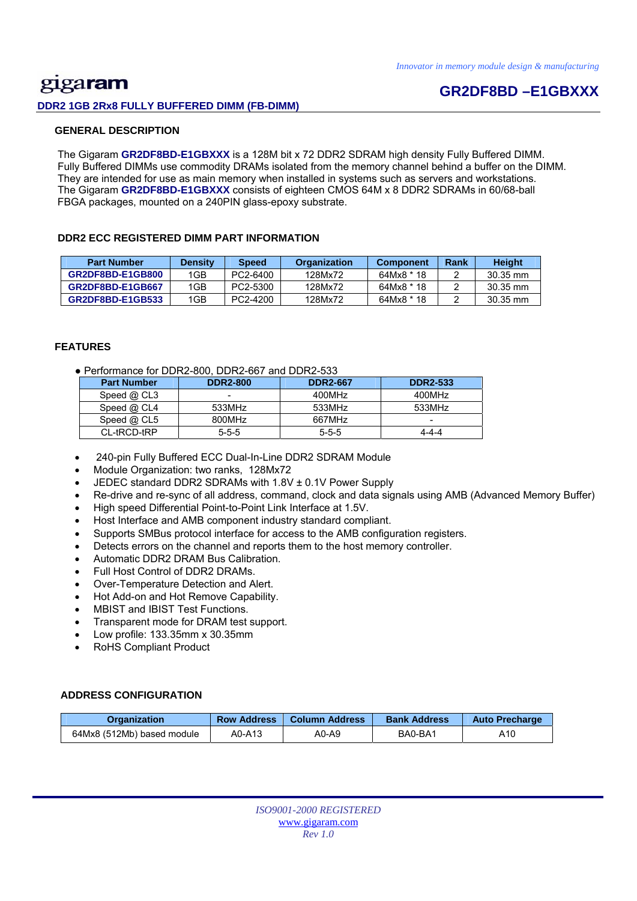*Innovator in memory module design & manufacturing*

gigaram

# GR2DF8BD –E1GBXXX

**DDR2 1GB 2Rx8 FULLY BUFFERED DIMM (FB-DIMM)**

## GENERAL DESCRIPTION

The Gigaram **GR2DF8BD-E1GBXXX** is a 128M bit x 72 DDR2 SDRAM high density Fully Buffered DIMM. Fully Buffered DIMMs use commodity DRAMs isolated from the memory channel behind a buffer on the DIMM. They are intended for use as main memory when installed in systems such as servers and workstations. The Gigaram **GR2DF8BD-E1GBXXX** consists of eighteen CMOS 64M x 8 DDR2 SDRAMs in 60/68-ball FBGA packages, mounted on a 240PIN glass-epoxy substrate.

## DDR2 ECC REGISTERED DIMM PART INFORMATION

| Part Number | Density | Speed | Organization | Component | Rank | Height |
|---|---|---|---|---|---|---|
| **GR2DF8BD-E1GB800** | 1GB | PC2-6400 | 128Mx72 | 64Mx8 * 18 | 2 | 30.35 mm |
| **GR2DF8BD-E1GB667** | 1GB | PC2-5300 | 128Mx72 | 64Mx8 * 18 | 2 | 30.35 mm |
| **GR2DF8BD-E1GB533** | 1GB | PC2-4200 | 128Mx72 | 64Mx8 * 18 | 2 | 30.35 mm |

## FEATURES

- Performance for DDR2-800, DDR2-667 and DDR2-533

| Part Number | DDR2-800 | DDR2-667 | DDR2-533 |
|---|---|---|---|
| Speed @ CL3 | - | 400MHz | 400MHz |
| Speed @ CL4 | 533MHz | 533MHz | 533MHz |
| Speed @ CL5 | 800MHz | 667MHz | - |
| CL-tRCD-tRP | 5-5-5 | 5-5-5 | 4-4-4 |

- 240-pin Fully Buffered ECC Dual-In-Line DDR2 SDRAM Module
- Module Organization: two ranks, 128Mx72
- JEDEC standard DDR2 SDRAMs with 1.8V ± 0.1V Power Supply
- Re-drive and re-sync of all address, command, clock and data signals using AMB (Advanced Memory Buffer)
- High speed Differential Point-to-Point Link Interface at 1.5V.
- Host Interface and AMB component industry standard compliant.
- Supports SMBus protocol interface for access to the AMB configuration registers.
- Detects errors on the channel and reports them to the host memory controller.
- Automatic DDR2 DRAM Bus Calibration.
- Full Host Control of DDR2 DRAMs.
- Over-Temperature Detection and Alert.
- Hot Add-on and Hot Remove Capability.
- MBIST and IBIST Test Functions.
- Transparent mode for DRAM test support.
- Low profile: 133.35mm x 30.35mm
- RoHS Compliant Product

## ADDRESS CONFIGURATION

| Organization | Row Address | Column Address | Bank Address | Auto Precharge |
|---|---|---|---|---|
| 64Mx8 (512Mb) based module | A0-A13 | A0-A9 | BA0-BA1 | A10 |

*ISO9001-2000 REGISTERED*
www.gigaram.com
*Rev 1.0*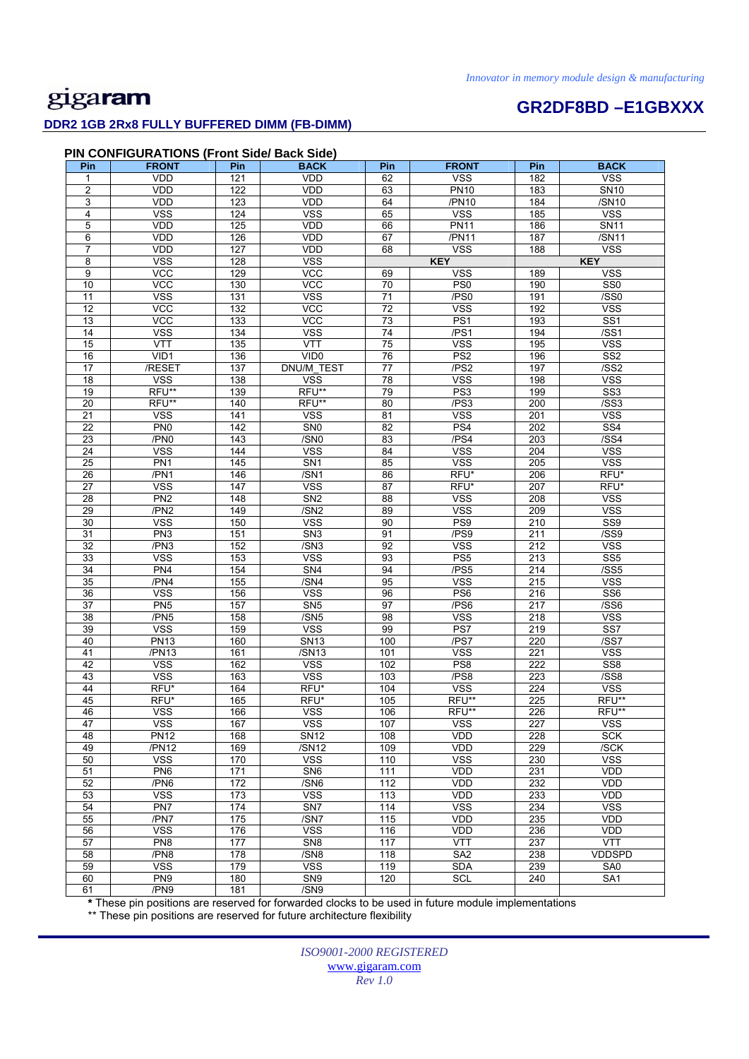**PIN CONFIGURATIONS (Front Side/ Back Side)**

| Pin | FRONT | Pin | BACK | Pin | FRONT | Pin | BACK |
|---|---|---|---|---|---|---|---|
| 1 | VDD | 121 | VDD | 62 | VSS | 182 | VSS |
| 2 | VDD | 122 | VDD | 63 | PN10 | 183 | SN10 |
| 3 | VDD | 123 | VDD | 64 | /PN10 | 184 | /SN10 |
| 4 | VSS | 124 | VSS | 65 | VSS | 185 | VSS |
| 5 | VDD | 125 | VDD | 66 | PN11 | 186 | SN11 |
| 6 | VDD | 126 | VDD | 67 | /PN11 | 187 | /SN11 |
| 7 | VDD | 127 | VDD | 68 | VSS | 188 | VSS |
| 8 | VSS | 128 | VSS | KEY | | KEY | |
| 9 | VCC | 129 | VCC | 69 | VSS | 189 | VSS |
| 10 | VCC | 130 | VCC | 70 | PS0 | 190 | SS0 |
| 11 | VSS | 131 | VSS | 71 | /PS0 | 191 | /SS0 |
| 12 | VCC | 132 | VCC | 72 | VSS | 192 | VSS |
| 13 | VCC | 133 | VCC | 73 | PS1 | 193 | SS1 |
| 14 | VSS | 134 | VSS | 74 | /PS1 | 194 | /SS1 |
| 15 | VTT | 135 | VTT | 75 | VSS | 195 | VSS |
| 16 | VID1 | 136 | VID0 | 76 | PS2 | 196 | SS2 |
| 17 | /RESET | 137 | DNU/M_TEST | 77 | /PS2 | 197 | /SS2 |
| 18 | VSS | 138 | VSS | 78 | VSS | 198 | VSS |
| 19 | RFU** | 139 | RFU** | 79 | PS3 | 199 | SS3 |
| 20 | RFU** | 140 | RFU** | 80 | /PS3 | 200 | /SS3 |
| 21 | VSS | 141 | VSS | 81 | VSS | 201 | VSS |
| 22 | PN0 | 142 | SN0 | 82 | PS4 | 202 | SS4 |
| 23 | /PN0 | 143 | /SN0 | 83 | /PS4 | 203 | /SS4 |
| 24 | VSS | 144 | VSS | 84 | VSS | 204 | VSS |
| 25 | PN1 | 145 | SN1 | 85 | VSS | 205 | VSS |
| 26 | /PN1 | 146 | /SN1 | 86 | RFU* | 206 | RFU* |
| 27 | VSS | 147 | VSS | 87 | RFU* | 207 | RFU* |
| 28 | PN2 | 148 | SN2 | 88 | VSS | 208 | VSS |
| 29 | /PN2 | 149 | /SN2 | 89 | VSS | 209 | VSS |
| 30 | VSS | 150 | VSS | 90 | PS9 | 210 | SS9 |
| 31 | PN3 | 151 | SN3 | 91 | /PS9 | 211 | /SS9 |
| 32 | /PN3 | 152 | /SN3 | 92 | VSS | 212 | VSS |
| 33 | VSS | 153 | VSS | 93 | PS5 | 213 | SS5 |
| 34 | PN4 | 154 | SN4 | 94 | /PS5 | 214 | /SS5 |
| 35 | /PN4 | 155 | /SN4 | 95 | VSS | 215 | VSS |
| 36 | VSS | 156 | VSS | 96 | PS6 | 216 | SS6 |
| 37 | PN5 | 157 | SN5 | 97 | /PS6 | 217 | /SS6 |
| 38 | /PN5 | 158 | /SN5 | 98 | VSS | 218 | VSS |
| 39 | VSS | 159 | VSS | 99 | PS7 | 219 | SS7 |
| 40 | PN13 | 160 | SN13 | 100 | /PS7 | 220 | /SS7 |
| 41 | /PN13 | 161 | /SN13 | 101 | VSS | 221 | VSS |
| 42 | VSS | 162 | VSS | 102 | PS8 | 222 | SS8 |
| 43 | VSS | 163 | VSS | 103 | /PS8 | 223 | /SS8 |
| 44 | RFU* | 164 | RFU* | 104 | VSS | 224 | VSS |
| 45 | RFU* | 165 | RFU* | 105 | RFU** | 225 | RFU** |
| 46 | VSS | 166 | VSS | 106 | RFU** | 226 | RFU** |
| 47 | VSS | 167 | VSS | 107 | VSS | 227 | VSS |
| 48 | PN12 | 168 | SN12 | 108 | VDD | 228 | SCK |
| 49 | /PN12 | 169 | /SN12 | 109 | VDD | 229 | /SCK |
| 50 | VSS | 170 | VSS | 110 | VSS | 230 | VSS |
| 51 | PN6 | 171 | SN6 | 111 | VDD | 231 | VDD |
| 52 | /PN6 | 172 | /SN6 | 112 | VDD | 232 | VDD |
| 53 | VSS | 173 | VSS | 113 | VDD | 233 | VDD |
| 54 | PN7 | 174 | SN7 | 114 | VSS | 234 | VSS |
| 55 | /PN7 | 175 | /SN7 | 115 | VDD | 235 | VDD |
| 56 | VSS | 176 | VSS | 116 | VDD | 236 | VDD |
| 57 | PN8 | 177 | SN8 | 117 | VTT | 237 | VTT |
| 58 | /PN8 | 178 | /SN8 | 118 | SA2 | 238 | VDDSPD |
| 59 | VSS | 179 | VSS | 119 | SDA | 239 | SA0 |
| 60 | PN9 | 180 | SN9 | 120 | SCL | 240 | SA1 |
| 61 | /PN9 | 181 | /SN9 | | | | |

**\*** These pin positions are reserved for forwarded clocks to be used in future module implementations

** These pin positions are reserved for future architecture flexibility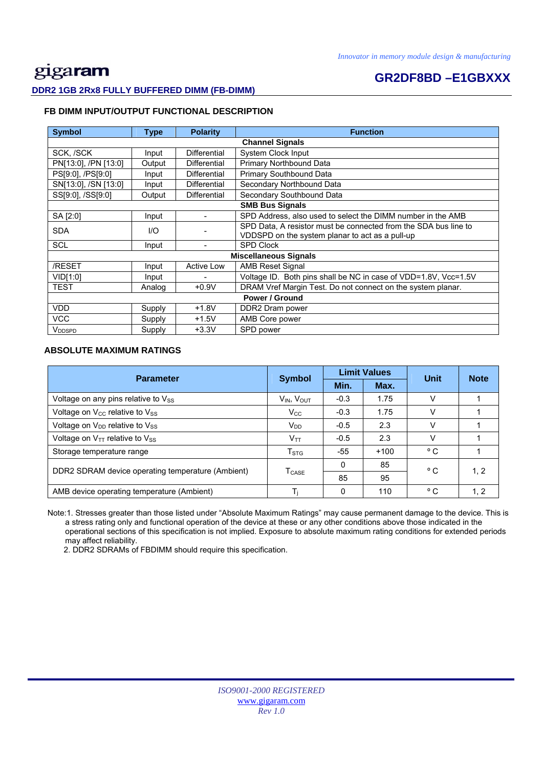## FB DIMM INPUT/OUTPUT FUNCTIONAL DESCRIPTION

| Symbol | Type | Polarity | Function |
|---|---|---|---|
| **Channel Signals** | | | |
| SCK, /SCK | Input | Differential | System Clock Input |
| PN[13:0], /PN [13:0] | Output | Differential | Primary Northbound Data |
| PS[9:0], /PS[9:0] | Input | Differential | Primary Southbound Data |
| SN[13:0], /SN [13:0] | Input | Differential | Secondary Northbound Data |
| SS[9:0], /SS[9:0] | Output | Differential | Secondary Southbound Data |
| **SMB Bus Signals** | | | |
| SA [2:0] | Input | - | SPD Address, also used to select the DIMM number in the AMB |
| SDA | I/O | - | SPD Data, A resistor must be connected from the SDA bus line to VDDSPD on the system planar to act as a pull-up |
| SCL | Input | - | SPD Clock |
| **Miscellaneous Signals** | | | |
| /RESET | Input | Active Low | AMB Reset Signal |
| VID[1:0] | Input | - | Voltage ID. Both pins shall be NC in case of VDD=1.8V, Vcc=1.5V |
| TEST | Analog | +0.9V | DRAM Vref Margin Test. Do not connect on the system planar. |
| **Power / Ground** | | | |
| VDD | Supply | +1.8V | DDR2 Dram power |
| VCC | Supply | +1.5V | AMB Core power |
| $V_{DDSPD}$ | Supply | +3.3V | SPD power |

## ABSOLUTE MAXIMUM RATINGS

| Parameter | Symbol | Limit Values | | Unit | Note |
|---|---|---|---|---|---|
| | | Min. | Max. | | |
| Voltage on any pins relative to $V_{SS}$ | $V_{IN}$, $V_{OUT}$ | -0.3 | 1.75 | V | 1 |
| Voltage on $V_{CC}$ relative to $V_{SS}$ | $V_{CC}$ | -0.3 | 1.75 | V | 1 |
| Voltage on $V_{DD}$ relative to $V_{SS}$ | $V_{DD}$ | -0.5 | 2.3 | V | 1 |
| Voltage on $V_{TT}$ relative to $V_{SS}$ | $V_{TT}$ | -0.5 | 2.3 | V | 1 |
| Storage temperature range | $T_{STG}$ | -55 | +100 | °C | 1 |
| DDR2 SDRAM device operating temperature (Ambient) | $T_{CASE}$ | 0 | 85 | °C | 1, 2 |
| | | 85 | 95 | | |
| AMB device operating temperature (Ambient) | $T_j$ | 0 | 110 | °C | 1, 2 |

Note:1. Stresses greater than those listed under "Absolute Maximum Ratings" may cause permanent damage to the device. This is a stress rating only and functional operation of the device at these or any other conditions above those indicated in the operational sections of this specification is not implied. Exposure to absolute maximum rating conditions for extended periods may affect reliability.

2. DDR2 SDRAMs of FBDIMM should require this specification.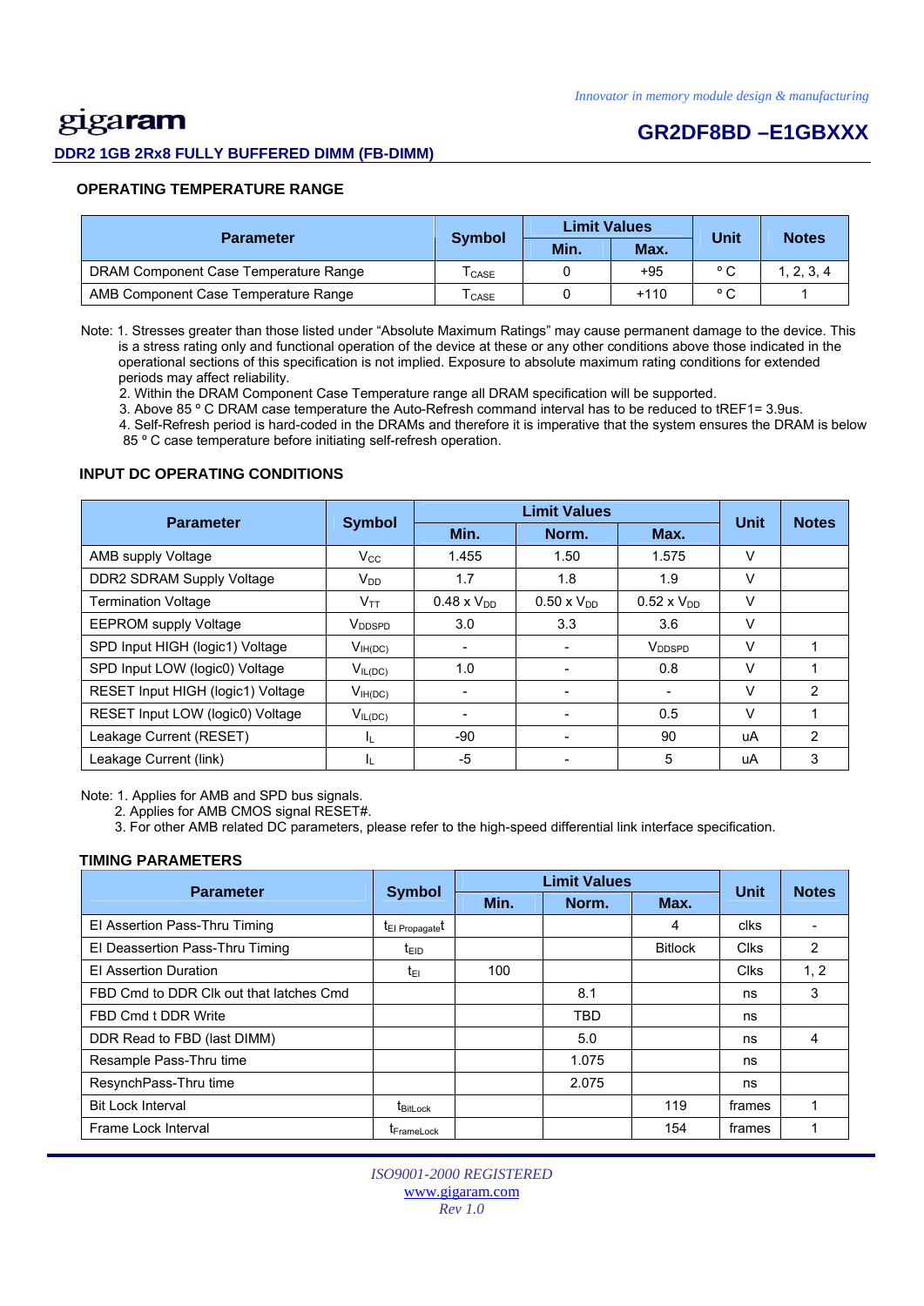## OPERATING TEMPERATURE RANGE

| Parameter | Symbol | Limit Values | | Unit | Notes |
|---|---|---|---|---|---|
| | | Min. | Max. | | |
| DRAM Component Case Temperature Range | $T_{CASE}$ | 0 | +95 | ° C | 1, 2, 3, 4 |
| AMB Component Case Temperature Range | $T_{CASE}$ | 0 | +110 | ° C | 1 |

Note: 1. Stresses greater than those listed under "Absolute Maximum Ratings" may cause permanent damage to the device. This is a stress rating only and functional operation of the device at these or any other conditions above those indicated in the operational sections of this specification is not implied. Exposure to absolute maximum rating conditions for extended periods may affect reliability.
2. Within the DRAM Component Case Temperature range all DRAM specification will be supported.
3. Above 85 ° C DRAM case temperature the Auto-Refresh command interval has to be reduced to tREF1= 3.9us.
4. Self-Refresh period is hard-coded in the DRAMs and therefore it is imperative that the system ensures the DRAM is below 85 ° C case temperature before initiating self-refresh operation.

## INPUT DC OPERATING CONDITIONS

| Parameter | Symbol | Limit Values | | | Unit | Notes |
|---|---|---|---|---|---|---|
| | | Min. | Norm. | Max. | | |
| AMB supply Voltage | $V_{CC}$ | 1.455 | 1.50 | 1.575 | V | |
| DDR2 SDRAM Supply Voltage | $V_{DD}$ | 1.7 | 1.8 | 1.9 | V | |
| Termination Voltage | $V_{TT}$ | 0.48 x $V_{DD}$ | 0.50 x $V_{DD}$ | 0.52 x $V_{DD}$ | V | |
| EEPROM supply Voltage | $V_{DDSPD}$ | 3.0 | 3.3 | 3.6 | V | |
| SPD Input HIGH (logic1) Voltage | $V_{IH(DC)}$ | - | - | $V_{DDSPD}$ | V | 1 |
| SPD Input LOW (logic0) Voltage | $V_{IL(DC)}$ | 1.0 | - | 0.8 | V | 1 |
| RESET Input HIGH (logic1) Voltage | $V_{IH(DC)}$ | - | - | - | V | 2 |
| RESET Input LOW (logic0) Voltage | $V_{IL(DC)}$ | - | - | 0.5 | V | 1 |
| Leakage Current (RESET) | $I_L$ | -90 | - | 90 | uA | 2 |
| Leakage Current (link) | $I_L$ | -5 | - | 5 | uA | 3 |

Note: 1. Applies for AMB and SPD bus signals.
2. Applies for AMB CMOS signal RESET#.
3. For other AMB related DC parameters, please refer to the high-speed differential link interface specification.

## TIMING PARAMETERS

| Parameter | Symbol | Limit Values | | | Unit | Notes |
|---|---|---|---|---|---|---|
| | | Min. | Norm. | Max. | | |
| EI Assertion Pass-Thru Timing | $t_{EI\ Propagate}$t | | | 4 | clks | - |
| EI Deassertion Pass-Thru Timing | $t_{EID}$ | | | Bitlock | Clks | 2 |
| EI Assertion Duration | $t_{EI}$ | 100 | | | Clks | 1, 2 |
| FBD Cmd to DDR Clk out that latches Cmd | | | 8.1 | | ns | 3 |
| FBD Cmd t DDR Write | | | TBD | | ns | |
| DDR Read to FBD (last DIMM) | | | 5.0 | | ns | 4 |
| Resample Pass-Thru time | | | 1.075 | | ns | |
| ResynchPass-Thru time | | | 2.075 | | ns | |
| Bit Lock Interval | $t_{BitLock}$ | | | 119 | frames | 1 |
| Frame Lock Interval | $t_{FrameLock}$ | | | 154 | frames | 1 |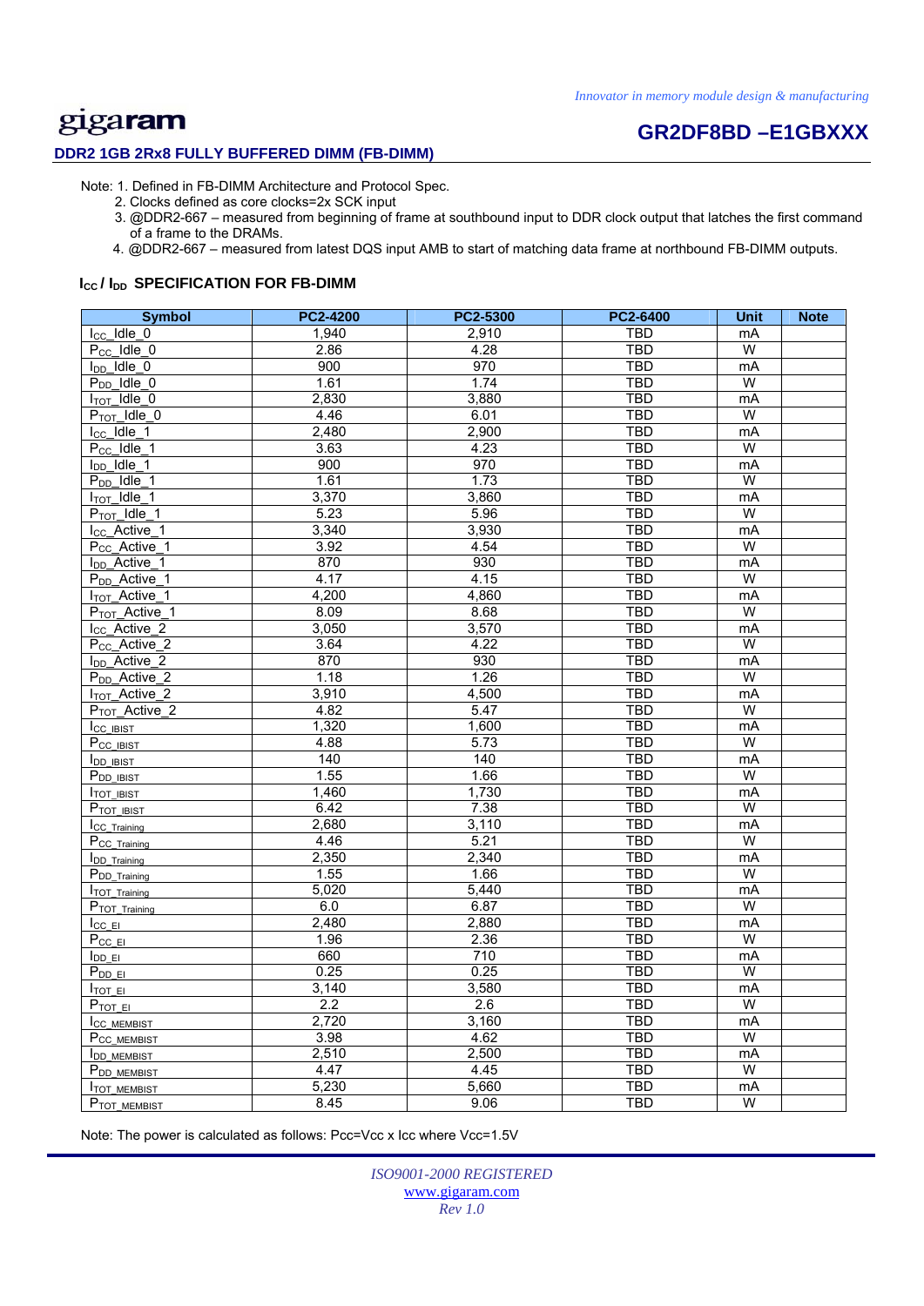Note: 1. Defined in FB-DIMM Architecture and Protocol Spec.

2. Clocks defined as core clocks=2x SCK input
3. @DDR2-667 – measured from beginning of frame at southbound input to DDR clock output that latches the first command of a frame to the DRAMs.
4. @DDR2-667 – measured from latest DQS input AMB to start of matching data frame at northbound FB-DIMM outputs.

### $I_{CC}$ / $I_{DD}$ SPECIFICATION FOR FB-DIMM

| Symbol | PC2-4200 | PC2-5300 | PC2-6400 | Unit | Note |
|---|---|---|---|---|---|
| $I_{CC}$_Idle_0 | 1,940 | 2,910 | TBD | mA | |
| $P_{CC}$_Idle_0 | 2.86 | 4.28 | TBD | W | |
| $I_{DD}$_Idle_0 | 900 | 970 | TBD | mA | |
| $P_{DD}$_Idle_0 | 1.61 | 1.74 | TBD | W | |
| $I_{TOT}$_Idle_0 | 2,830 | 3,880 | TBD | mA | |
| $P_{TOT}$_Idle_0 | 4.46 | 6.01 | TBD | W | |
| $I_{CC}$_Idle_1 | 2,480 | 2,900 | TBD | mA | |
| $P_{CC}$_Idle_1 | 3.63 | 4.23 | TBD | W | |
| $I_{DD}$_Idle_1 | 900 | 970 | TBD | mA | |
| $P_{DD}$_Idle_1 | 1.61 | 1.73 | TBD | W | |
| $I_{TOT}$_Idle_1 | 3,370 | 3,860 | TBD | mA | |
| $P_{TOT}$_Idle_1 | 5.23 | 5.96 | TBD | W | |
| $I_{CC}$_Active_1 | 3,340 | 3,930 | TBD | mA | |
| $P_{CC}$_Active_1 | 3.92 | 4.54 | TBD | W | |
| $I_{DD}$_Active_1 | 870 | 930 | TBD | mA | |
| $P_{DD}$_Active_1 | 4.17 | 4.15 | TBD | W | |
| $I_{TOT}$_Active_1 | 4,200 | 4,860 | TBD | mA | |
| $P_{TOT}$_Active_1 | 8.09 | 8.68 | TBD | W | |
| $I_{CC}$_Active_2 | 3,050 | 3,570 | TBD | mA | |
| $P_{CC}$_Active_2 | 3.64 | 4.22 | TBD | W | |
| $I_{DD}$_Active_2 | 870 | 930 | TBD | mA | |
| $P_{DD}$_Active_2 | 1.18 | 1.26 | TBD | W | |
| $I_{TOT}$_Active_2 | 3,910 | 4,500 | TBD | mA | |
| $P_{TOT}$_Active_2 | 4.82 | 5.47 | TBD | W | |
| $I_{CC\_IBIST}$ | 1,320 | 1,600 | TBD | mA | |
| $P_{CC\_IBIST}$ | 4.88 | 5.73 | TBD | W | |
| $I_{DD\_IBIST}$ | 140 | 140 | TBD | mA | |
| $P_{DD\_IBIST}$ | 1.55 | 1.66 | TBD | W | |
| $I_{TOT\_IBIST}$ | 1,460 | 1,730 | TBD | mA | |
| $P_{TOT\_IBIST}$ | 6.42 | 7.38 | TBD | W | |
| $I_{CC\_Training}$ | 2,680 | 3,110 | TBD | mA | |
| $P_{CC\_Training}$ | 4.46 | 5.21 | TBD | W | |
| $I_{DD\_Training}$ | 2,350 | 2,340 | TBD | mA | |
| $P_{DD\_Training}$ | 1.55 | 1.66 | TBD | W | |
| $I_{TOT\_Training}$ | 5,020 | 5,440 | TBD | mA | |
| $P_{TOT\_Training}$ | 6.0 | 6.87 | TBD | W | |
| $I_{CC\_EI}$ | 2,480 | 2,880 | TBD | mA | |
| $P_{CC\_EI}$ | 1.96 | 2.36 | TBD | W | |
| $I_{DD\_EI}$ | 660 | 710 | TBD | mA | |
| $P_{DD\_EI}$ | 0.25 | 0.25 | TBD | W | |
| $I_{TOT\_EI}$ | 3,140 | 3,580 | TBD | mA | |
| $P_{TOT\_EI}$ | 2.2 | 2.6 | TBD | W | |
| $I_{CC\_MEMBIST}$ | 2,720 | 3,160 | TBD | mA | |
| $P_{CC\_MEMBIST}$ | 3.98 | 4.62 | TBD | W | |
| $I_{DD\_MEMBIST}$ | 2,510 | 2,500 | TBD | mA | |
| $P_{DD\_MEMBIST}$ | 4.47 | 4.45 | TBD | W | |
| $I_{TOT\_MEMBIST}$ | 5,230 | 5,660 | TBD | mA | |
| $P_{TOT\_MEMBIST}$ | 8.45 | 9.06 | TBD | W | |

Note: The power is calculated as follows: Pcc=Vcc x Icc where Vcc=1.5V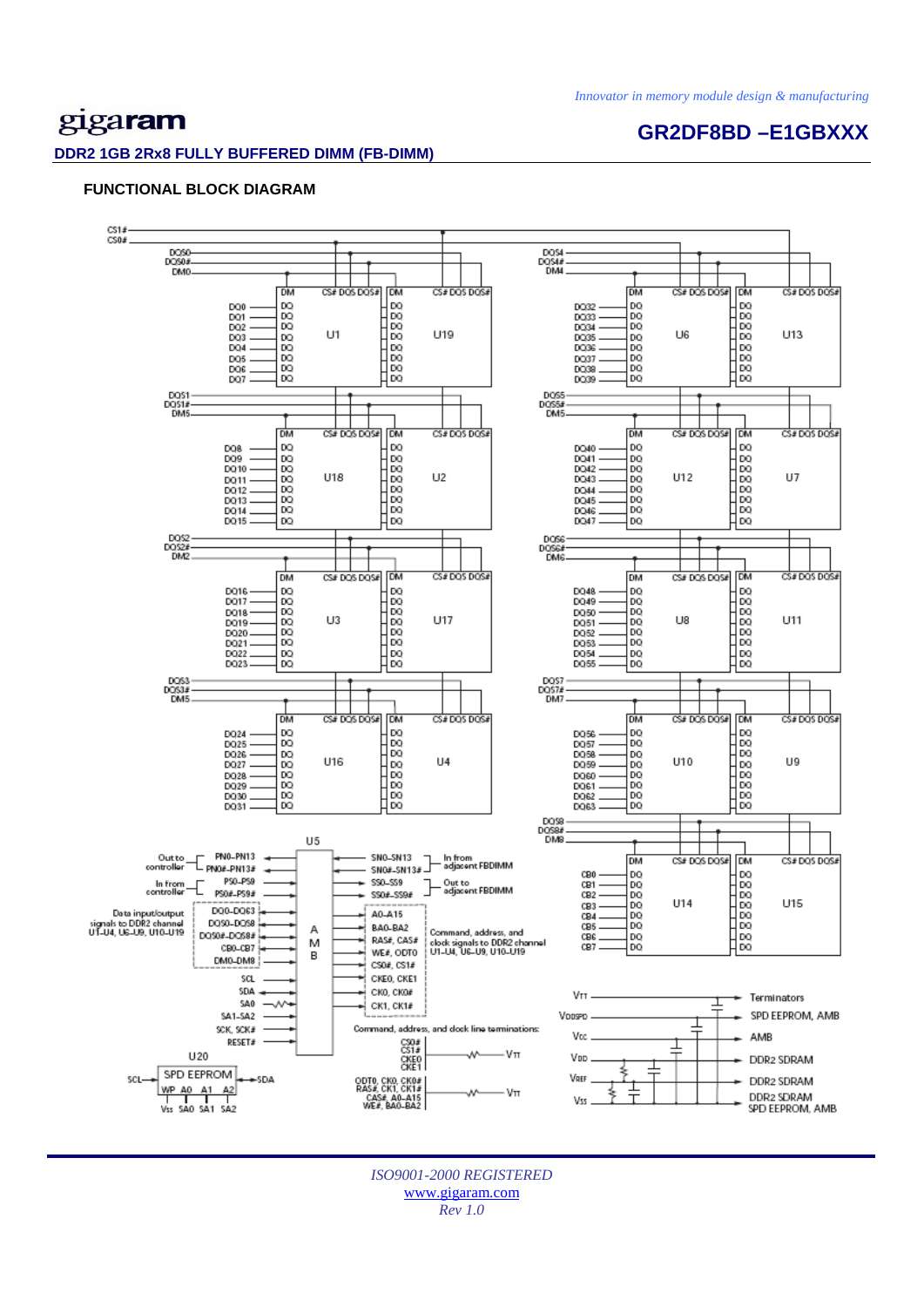## FUNCTIONAL BLOCK DIAGRAM

CS1#
CS0#

DQS0
DQS0#
DM0

| DM | CS# DQS DQS# | DM | CS# DQS DQS# |
|---|---|---|---|
| DQ0–DQ7 → DQ | U1 | DQ | U19 |

DQS1
DQS1#
DM5

| DM | CS# DQS DQS# | DM | CS# DQS DQS# |
|---|---|---|---|
| DQ8–DQ15 → DQ | U18 | DQ | U2 |

DQS2
DQS2#
DM2

| DM | CS# DQS DQS# | DM | CS# DQS DQS# |
|---|---|---|---|
| DQ16–DQ23 → DQ | U3 | DQ | U17 |

DQS3
DQS3#
DM5

| DM | CS# DQS DQS# | DM | CS# DQS DQS# |
|---|---|---|---|
| DQ24–DQ31 → DQ | U16 | DQ | U4 |

DQS4
DQS4#
DM4

| DM | CS# DQS DQS# | DM | CS# DQS DQS# |
|---|---|---|---|
| DQ32–DQ39 → DQ | U6 | DQ | U13 |

DQS5
DQS5#
DM5

| DM | CS# DQS DQS# | DM | CS# DQS DQS# |
|---|---|---|---|
| DQ40–DQ47 → DQ | U12 | DQ | U7 |

DQS6
DQS6#
DM6

| DM | CS# DQS DQS# | DM | CS# DQS DQS# |
|---|---|---|---|
| DQ48–DQ55 → DQ | U8 | DQ | U11 |

DQS7
DQS7#
DM7

| DM | CS# DQS DQS# | DM | CS# DQS DQS# |
|---|---|---|---|
| DQ56–DQ63 → DQ | U10 | DQ | U9 |

DQS8
DQS8#
DM8

| DM | CS# DQS DQS# | DM | CS# DQS DQS# |
|---|---|---|---|
| CB0–CB7 → DQ | U14 | DQ | U15 |

**U5 (AMB)**

| Left side signals | | Right side signals | |
|---|---|---|---|
| Out to controller | PN0–PN13, PN0#–PN13# | SN0–SN13, SN0#–SN13# | In from adjacent FBDIMM |
| In from controller | PS0–PS9, PS0#–PS9# | SS0–SS9, SS0#–SS9# | Out to adjacent FBDIMM |
| Data input/output signals to DDR2 channel U1–U4, U6–U9, U10–U19 | DQ0–DQ63, DQS0–DQS8, DQS0#–DQS8#, CB0–CB7, DM0–DM8 | A0–A15, BA0–BA2, RAS#, CAS#, WE#, ODT0, CS0#, CS1#, CKE0, CKE1, CK0, CK0#, CK1, CK1# | Command, address, and clock signals to DDR2 channel U1–U4, U6–U9, U10–U19 |
| | SCL, SDA, SA0, SA1–SA2, SCK, SCK#, RESET# | | |

Command, address, and clock line terminations:

- CS0#, CS1#, CKE0, CKE1 → $V_{TT}$
- ODT0, CK0, CK0#, RAS#, CK1, CK1#, CAS#, A0–A15, WE#, BA0–BA2 → $V_{TT}$

**U20** SPD EEPROM: SCL, SDA, WP, A0, A1, A2; Vss, SA0, SA1, SA2

| Supply | Destination |
|---|---|
| $V_{TT}$ | Terminators |
| $V_{DDSPD}$ | SPD EEPROM, AMB |
| $V_{CC}$ | AMB |
| $V_{DD}$ | DDR2 SDRAM |
| $V_{REF}$ | DDR2 SDRAM |
| $V_{SS}$ | DDR2 SDRAM, SPD EEPROM, AMB |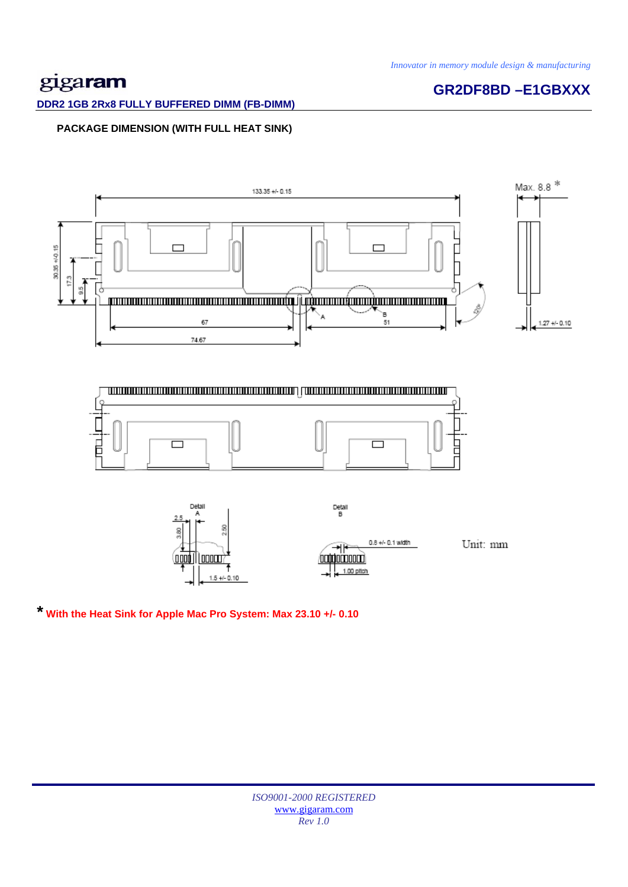**PACKAGE DIMENSION (WITH FULL HEAT SINK)**

133.35 +/- 0.15

Max. 8.8 *

30.35 +/-0.15

17.3

9.5

67

74.67

51

A

B

120°

1.27 +/- 0.10

Detail A

2.5

3.80

2.50

1.5 +/- 0.10

Detail B

0.8 +/- 0.1 width

1.00 pitch

Unit: mm

* **With the Heat Sink for Apple Mac Pro System: Max 23.10 +/- 0.10**